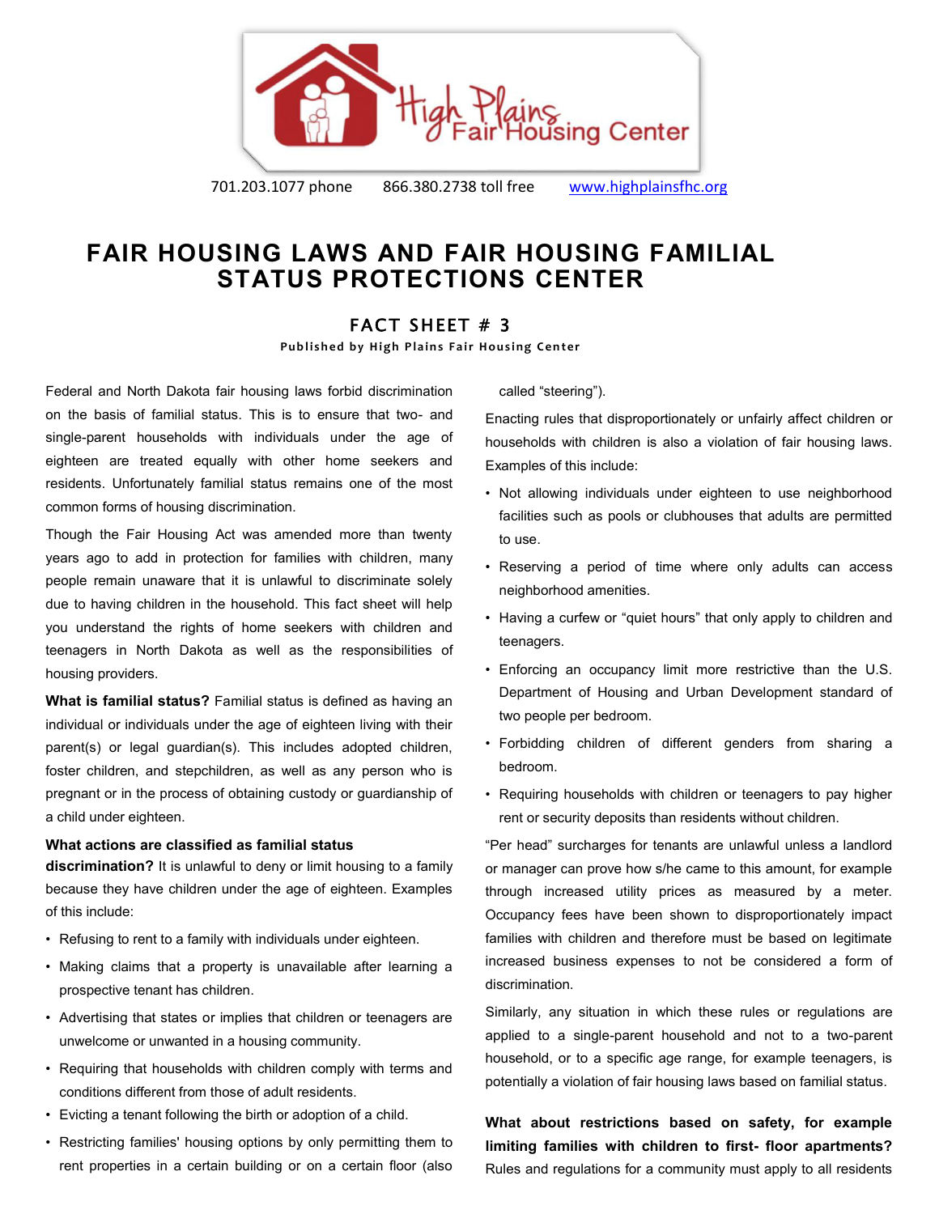High Plains Fair Housing Center

701.203.1077 phone 866.380.2738 toll free www.highplainsfhc.org

# FAIR HOUSING LAWS AND FAIR HOUSING FAMILIAL STATUS PROTECTIONS CENTER

## FACT SHEET # 3

**Published by High Plains Fair Housing Center**

Federal and North Dakota fair housing laws forbid discrimination on the basis of familial status. This is to ensure that two- and single-parent households with individuals under the age of eighteen are treated equally with other home seekers and residents. Unfortunately familial status remains one of the most common forms of housing discrimination.

Though the Fair Housing Act was amended more than twenty years ago to add in protection for families with children, many people remain unaware that it is unlawful to discriminate solely due to having children in the household. This fact sheet will help you understand the rights of home seekers with children and teenagers in North Dakota as well as the responsibilities of housing providers.

**What is familial status?** Familial status is defined as having an individual or individuals under the age of eighteen living with their parent(s) or legal guardian(s). This includes adopted children, foster children, and stepchildren, as well as any person who is pregnant or in the process of obtaining custody or guardianship of a child under eighteen.

**What actions are classified as familial status discrimination?** It is unlawful to deny or limit housing to a family because they have children under the age of eighteen. Examples of this include:

- Refusing to rent to a family with individuals under eighteen.
- Making claims that a property is unavailable after learning a prospective tenant has children.
- Advertising that states or implies that children or teenagers are unwelcome or unwanted in a housing community.
- Requiring that households with children comply with terms and conditions different from those of adult residents.
- Evicting a tenant following the birth or adoption of a child.
- Restricting families' housing options by only permitting them to rent properties in a certain building or on a certain floor (also called "steering").

Enacting rules that disproportionately or unfairly affect children or households with children is also a violation of fair housing laws. Examples of this include:

- Not allowing individuals under eighteen to use neighborhood facilities such as pools or clubhouses that adults are permitted to use.
- Reserving a period of time where only adults can access neighborhood amenities.
- Having a curfew or "quiet hours" that only apply to children and teenagers.
- Enforcing an occupancy limit more restrictive than the U.S. Department of Housing and Urban Development standard of two people per bedroom.
- Forbidding children of different genders from sharing a bedroom.
- Requiring households with children or teenagers to pay higher rent or security deposits than residents without children.

"Per head" surcharges for tenants are unlawful unless a landlord or manager can prove how s/he came to this amount, for example through increased utility prices as measured by a meter. Occupancy fees have been shown to disproportionately impact families with children and therefore must be based on legitimate increased business expenses to not be considered a form of discrimination.

Similarly, any situation in which these rules or regulations are applied to a single-parent household and not to a two-parent household, or to a specific age range, for example teenagers, is potentially a violation of fair housing laws based on familial status.

**What about restrictions based on safety, for example limiting families with children to first- floor apartments?** Rules and regulations for a community must apply to all residents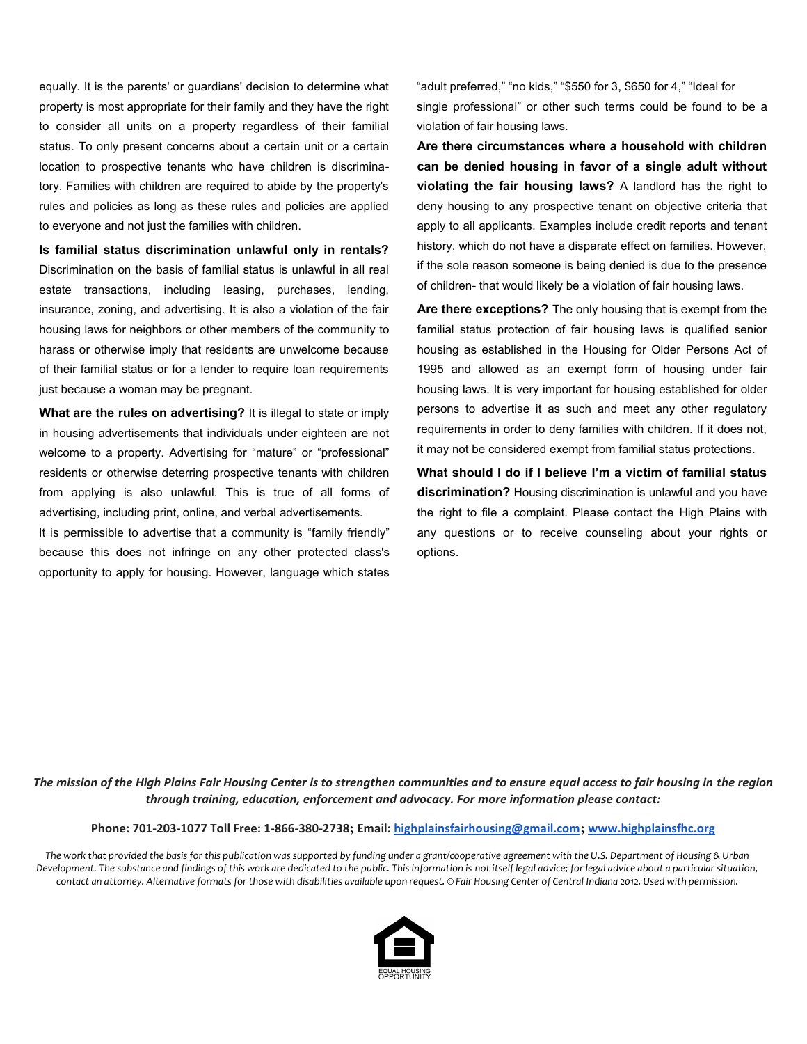equally. It is the parents' or guardians' decision to determine what property is most appropriate for their family and they have the right to consider all units on a property regardless of their familial status. To only present concerns about a certain unit or a certain location to prospective tenants who have children is discriminatory. Families with children are required to abide by the property's rules and policies as long as these rules and policies are applied to everyone and not just the families with children.

**Is familial status discrimination unlawful only in rentals?** Discrimination on the basis of familial status is unlawful in all real estate transactions, including leasing, purchases, lending, insurance, zoning, and advertising. It is also a violation of the fair housing laws for neighbors or other members of the community to harass or otherwise imply that residents are unwelcome because of their familial status or for a lender to require loan requirements just because a woman may be pregnant.

**What are the rules on advertising?** It is illegal to state or imply in housing advertisements that individuals under eighteen are not welcome to a property. Advertising for "mature" or "professional" residents or otherwise deterring prospective tenants with children from applying is also unlawful. This is true of all forms of advertising, including print, online, and verbal advertisements.

It is permissible to advertise that a community is "family friendly" because this does not infringe on any other protected class's opportunity to apply for housing. However, language which states "adult preferred," "no kids," "$550 for 3, $650 for 4," "Ideal for single professional" or other such terms could be found to be a violation of fair housing laws.

**Are there circumstances where a household with children can be denied housing in favor of a single adult without violating the fair housing laws?** A landlord has the right to deny housing to any prospective tenant on objective criteria that apply to all applicants. Examples include credit reports and tenant history, which do not have a disparate effect on families. However, if the sole reason someone is being denied is due to the presence of children- that would likely be a violation of fair housing laws.

**Are there exceptions?** The only housing that is exempt from the familial status protection of fair housing laws is qualified senior housing as established in the Housing for Older Persons Act of 1995 and allowed as an exempt form of housing under fair housing laws. It is very important for housing established for older persons to advertise it as such and meet any other regulatory requirements in order to deny families with children. If it does not, it may not be considered exempt from familial status protections.

**What should I do if I believe I'm a victim of familial status discrimination?** Housing discrimination is unlawful and you have the right to file a complaint. Please contact the High Plains with any questions or to receive counseling about your rights or options.

***The mission of the High Plains Fair Housing Center is to strengthen communities and to ensure equal access to fair housing in the region through training, education, enforcement and advocacy. For more information please contact:***

**Phone: 701-203-1077 Toll Free: 1-866-380-2738; Email: highplainsfairhousing@gmail.com; www.highplainsfhc.org**

*The work that provided the basis for this publication was supported by funding under a grant/cooperative agreement with the U.S. Department of Housing & Urban Development. The substance and findings of this work are dedicated to the public. This information is not itself legal advice; for legal advice about a particular situation, contact an attorney. Alternative formats for those with disabilities available upon request. © Fair Housing Center of Central Indiana 2012. Used with permission.*

EQUAL HOUSING OPPORTUNITY